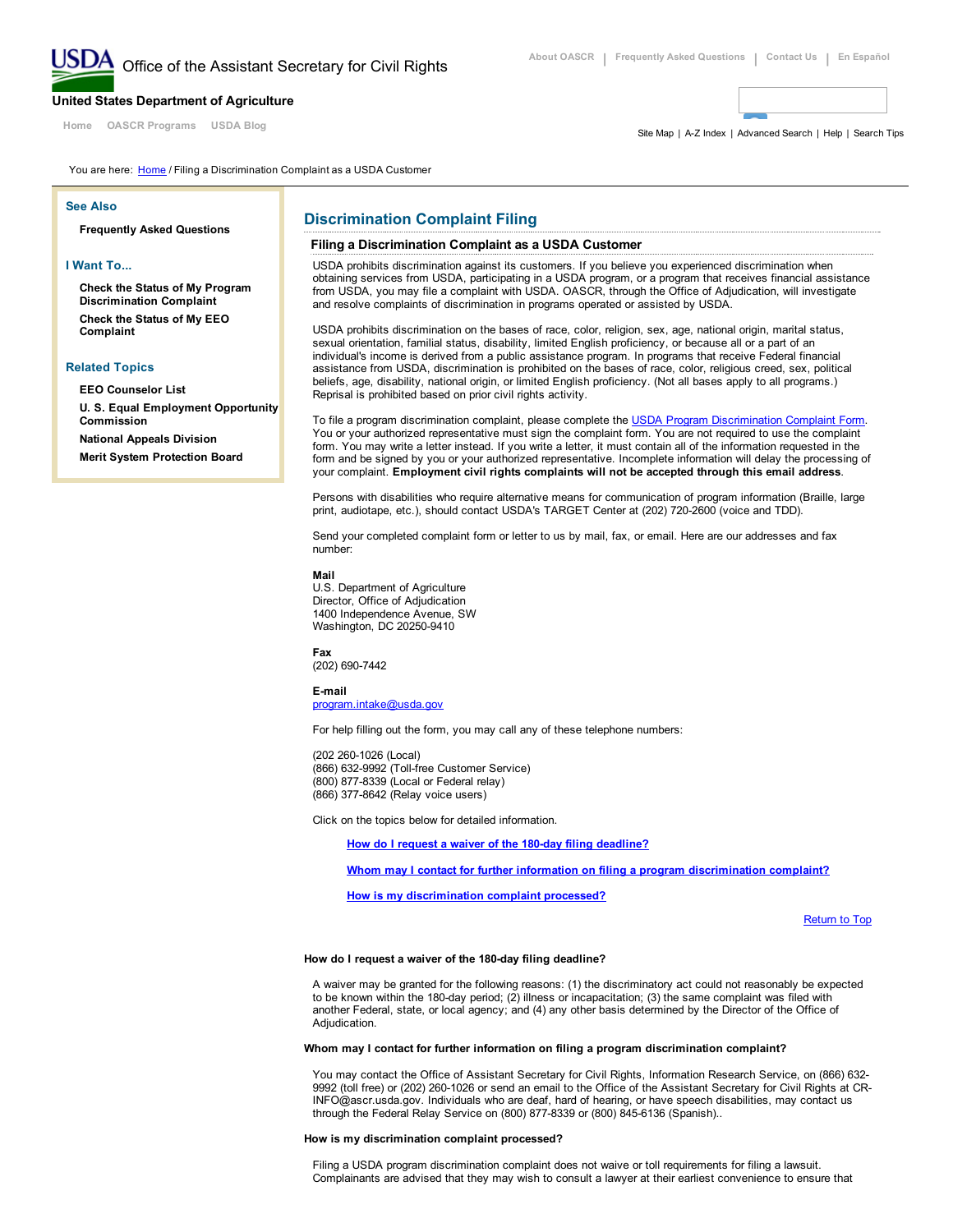Office of the Assistant Secretary for Civil Rights

About OASCR | Frequently Asked Questions | Contact Us | En Español

**United States Department of Agriculture**

Home OASCR Programs USDA Blog

Site Map | A-Z Index | Advanced Search | Help | Search Tips

You are here: Home / Filing a Discrimination Complaint as a USDA Customer

**See Also**

**Frequently Asked Questions**

**I Want To...**

**Check the Status of My Program Discrimination Complaint**

**Check the Status of My EEO Complaint**

**Related Topics**

**EEO Counselor List**

**U. S. Equal Employment Opportunity Commission**

**National Appeals Division**

**Merit System Protection Board**

# Discrimination Complaint Filing

## Filing a Discrimination Complaint as a USDA Customer

USDA prohibits discrimination against its customers. If you believe you experienced discrimination when obtaining services from USDA, participating in a USDA program, or a program that receives financial assistance from USDA, you may file a complaint with USDA. OASCR, through the Office of Adjudication, will investigate and resolve complaints of discrimination in programs operated or assisted by USDA.

USDA prohibits discrimination on the bases of race, color, religion, sex, age, national origin, marital status, sexual orientation, familial status, disability, limited English proficiency, or because all or a part of an individual's income is derived from a public assistance program. In programs that receive Federal financial assistance from USDA, discrimination is prohibited on the bases of race, color, religious creed, sex, political beliefs, age, disability, national origin, or limited English proficiency. (Not all bases apply to all programs.) Reprisal is prohibited based on prior civil rights activity.

To file a program discrimination complaint, please complete the USDA Program Discrimination Complaint Form. You or your authorized representative must sign the complaint form. You are not required to use the complaint form. You may write a letter instead. If you write a letter, it must contain all of the information requested in the form and be signed by you or your authorized representative. Incomplete information will delay the processing of your complaint. **Employment civil rights complaints will not be accepted through this email address**.

Persons with disabilities who require alternative means for communication of program information (Braille, large print, audiotape, etc.), should contact USDA's TARGET Center at (202) 720-2600 (voice and TDD).

Send your completed complaint form or letter to us by mail, fax, or email. Here are our addresses and fax number:

**Mail**
U.S. Department of Agriculture
Director, Office of Adjudication
1400 Independence Avenue, SW
Washington, DC 20250-9410

**Fax**
(202) 690-7442

**E-mail**
program.intake@usda.gov

For help filling out the form, you may call any of these telephone numbers:

(202 260-1026 (Local)
(866) 632-9992 (Toll-free Customer Service)
(800) 877-8339 (Local or Federal relay)
(866) 377-8642 (Relay voice users)

Click on the topics below for detailed information.

- How do I request a waiver of the 180-day filing deadline?
- Whom may I contact for further information on filing a program discrimination complaint?
- How is my discrimination complaint processed?

Return to Top

### How do I request a waiver of the 180-day filing deadline?

A waiver may be granted for the following reasons: (1) the discriminatory act could not reasonably be expected to be known within the 180-day period; (2) illness or incapacitation; (3) the same complaint was filed with another Federal, state, or local agency; and (4) any other basis determined by the Director of the Office of Adjudication.

### Whom may I contact for further information on filing a program discrimination complaint?

You may contact the Office of Assistant Secretary for Civil Rights, Information Research Service, on (866) 632-9992 (toll free) or (202) 260-1026 or send an email to the Office of the Assistant Secretary for Civil Rights at CR-INFO@ascr.usda.gov. Individuals who are deaf, hard of hearing, or have speech disabilities, may contact us through the Federal Relay Service on (800) 877-8339 or (800) 845-6136 (Spanish)..

### How is my discrimination complaint processed?

Filing a USDA program discrimination complaint does not waive or toll requirements for filing a lawsuit. Complainants are advised that they may wish to consult a lawyer at their earliest convenience to ensure that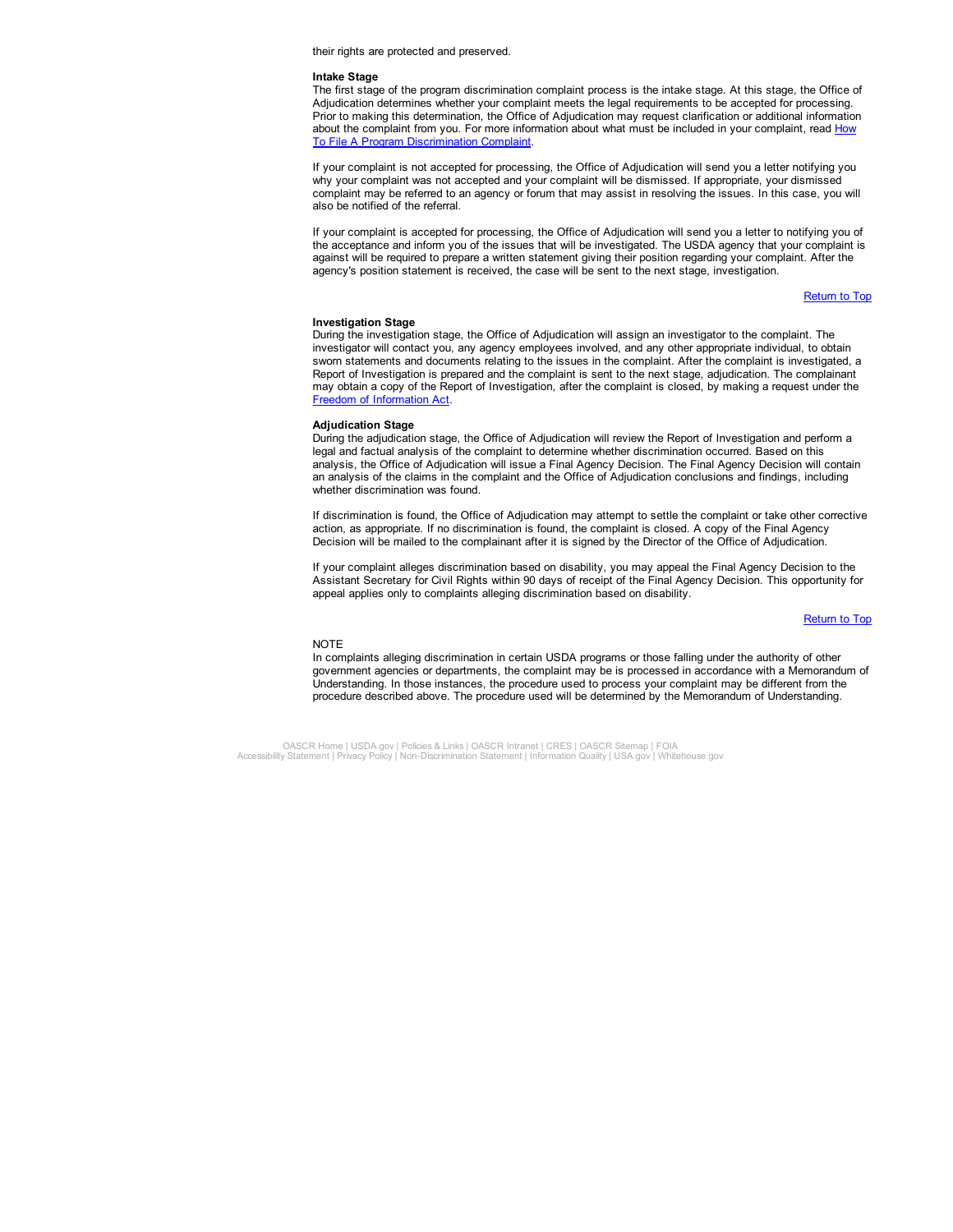their rights are protected and preserved.

**Intake Stage**
The first stage of the program discrimination complaint process is the intake stage. At this stage, the Office of Adjudication determines whether your complaint meets the legal requirements to be accepted for processing. Prior to making this determination, the Office of Adjudication may request clarification or additional information about the complaint from you. For more information about what must be included in your complaint, read How To File A Program Discrimination Complaint.

If your complaint is not accepted for processing, the Office of Adjudication will send you a letter notifying you why your complaint was not accepted and your complaint will be dismissed. If appropriate, your dismissed complaint may be referred to an agency or forum that may assist in resolving the issues. In this case, you will also be notified of the referral.

If your complaint is accepted for processing, the Office of Adjudication will send you a letter to notifying you of the acceptance and inform you of the issues that will be investigated. The USDA agency that your complaint is against will be required to prepare a written statement giving their position regarding your complaint. After the agency's position statement is received, the case will be sent to the next stage, investigation.

Return to Top

**Investigation Stage**
During the investigation stage, the Office of Adjudication will assign an investigator to the complaint. The investigator will contact you, any agency employees involved, and any other appropriate individual, to obtain sworn statements and documents relating to the issues in the complaint. After the complaint is investigated, a Report of Investigation is prepared and the complaint is sent to the next stage, adjudication. The complainant may obtain a copy of the Report of Investigation, after the complaint is closed, by making a request under the Freedom of Information Act.

**Adjudication Stage**
During the adjudication stage, the Office of Adjudication will review the Report of Investigation and perform a legal and factual analysis of the complaint to determine whether discrimination occurred. Based on this analysis, the Office of Adjudication will issue a Final Agency Decision. The Final Agency Decision will contain an analysis of the claims in the complaint and the Office of Adjudication conclusions and findings, including whether discrimination was found.

If discrimination is found, the Office of Adjudication may attempt to settle the complaint or take other corrective action, as appropriate. If no discrimination is found, the complaint is closed. A copy of the Final Agency Decision will be mailed to the complainant after it is signed by the Director of the Office of Adjudication.

If your complaint alleges discrimination based on disability, you may appeal the Final Agency Decision to the Assistant Secretary for Civil Rights within 90 days of receipt of the Final Agency Decision. This opportunity for appeal applies only to complaints alleging discrimination based on disability.

Return to Top

NOTE
In complaints alleging discrimination in certain USDA programs or those falling under the authority of other government agencies or departments, the complaint may be is processed in accordance with a Memorandum of Understanding. In those instances, the procedure used to process your complaint may be different from the procedure described above. The procedure used will be determined by the Memorandum of Understanding.

OASCR Home | USDA.gov | Policies & Links | OASCR Intranet | CRES | OASCR Sitemap | FOIA
Accessibility Statement | Privacy Policy | Non-Discrimination Statement | Information Quality | USA.gov | Whitehouse.gov